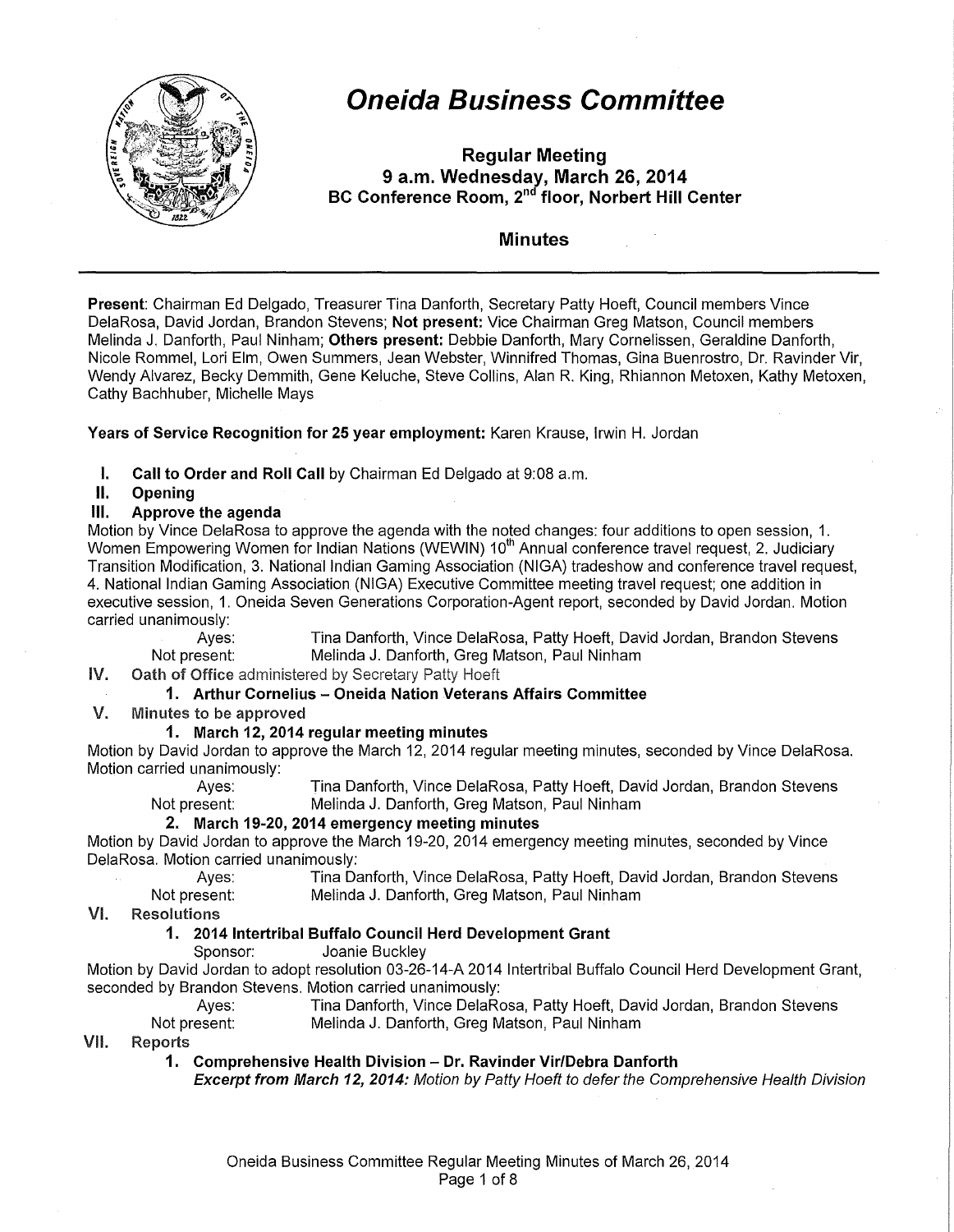# Oneida Business Committee

**Regular Meeting**
**9 a.m. Wednesday, March 26, 2014**
**BC Conference Room, 2nd floor, Norbert Hill Center**

## Minutes

---

**Present**: Chairman Ed Delgado, Treasurer Tina Danforth, Secretary Patty Hoeft, Council members Vince DelaRosa, David Jordan, Brandon Stevens; **Not present:** Vice Chairman Greg Matson, Council members Melinda J. Danforth, Paul Ninham; **Others present:** Debbie Danforth, Mary Cornelissen, Geraldine Danforth, Nicole Rommel, Lori Elm, Owen Summers, Jean Webster, Winnifred Thomas, Gina Buenrostro, Dr. Ravinder Vir, Wendy Alvarez, Becky Demmith, Gene Keluche, Steve Collins, Alan R. King, Rhiannon Metoxen, Kathy Metoxen, Cathy Bachhuber, Michelle Mays

**Years of Service Recognition for 25 year employment:** Karen Krause, Irwin H. Jordan

**I. Call to Order and Roll Call** by Chairman Ed Delgado at 9:08 a.m.

**II. Opening**

**III. Approve the agenda**

Motion by Vince DelaRosa to approve the agenda with the noted changes: four additions to open session, 1. Women Empowering Women for Indian Nations (WEWIN) 10th Annual conference travel request, 2. Judiciary Transition Modification, 3. National Indian Gaming Association (NIGA) tradeshow and conference travel request, 4. National Indian Gaming Association (NIGA) Executive Committee meeting travel request; one addition in executive session, 1. Oneida Seven Generations Corporation-Agent report, seconded by David Jordan. Motion carried unanimously:

Ayes: Tina Danforth, Vince DelaRosa, Patty Hoeft, David Jordan, Brandon Stevens
Not present: Melinda J. Danforth, Greg Matson, Paul Ninham

**IV. Oath of Office** administered by Secretary Patty Hoeft

**1. Arthur Cornelius – Oneida Nation Veterans Affairs Committee**

**V. Minutes to be approved**

**1. March 12, 2014 regular meeting minutes**

Motion by David Jordan to approve the March 12, 2014 regular meeting minutes, seconded by Vince DelaRosa. Motion carried unanimously:

Ayes: Tina Danforth, Vince DelaRosa, Patty Hoeft, David Jordan, Brandon Stevens
Not present: Melinda J. Danforth, Greg Matson, Paul Ninham

**2. March 19-20, 2014 emergency meeting minutes**

Motion by David Jordan to approve the March 19-20, 2014 emergency meeting minutes, seconded by Vince DelaRosa. Motion carried unanimously:

Ayes: Tina Danforth, Vince DelaRosa, Patty Hoeft, David Jordan, Brandon Stevens
Not present: Melinda J. Danforth, Greg Matson, Paul Ninham

**VI. Resolutions**

**1. 2014 Intertribal Buffalo Council Herd Development Grant**

Sponsor: Joanie Buckley

Motion by David Jordan to adopt resolution 03-26-14-A 2014 Intertribal Buffalo Council Herd Development Grant, seconded by Brandon Stevens. Motion carried unanimously:

Ayes: Tina Danforth, Vince DelaRosa, Patty Hoeft, David Jordan, Brandon Stevens
Not present: Melinda J. Danforth, Greg Matson, Paul Ninham

**VII. Reports**

**1. Comprehensive Health Division – Dr. Ravinder Vir/Debra Danforth**

***Excerpt from March 12, 2014:*** *Motion by Patty Hoeft to defer the Comprehensive Health Division*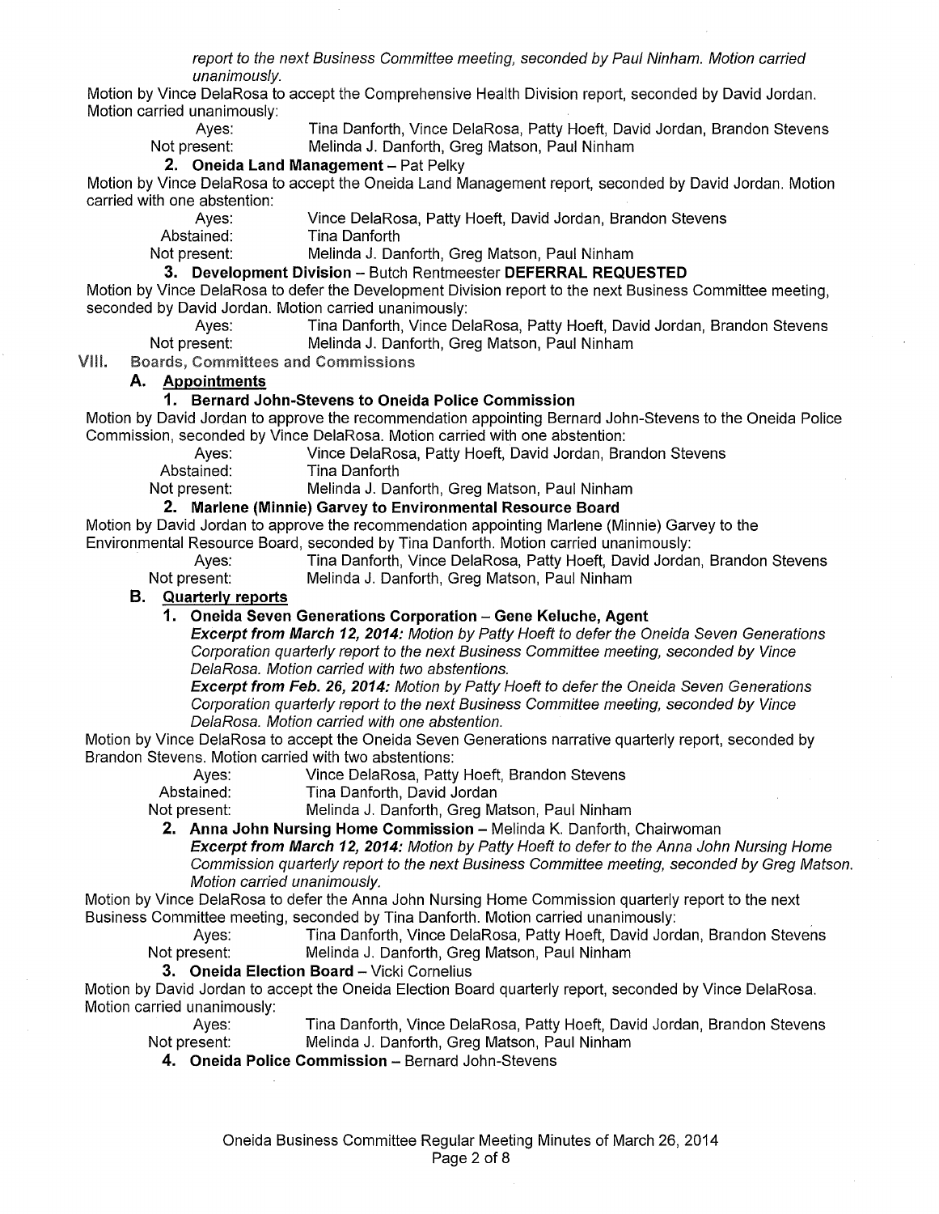*report to the next Business Committee meeting, seconded by Paul Ninham. Motion carried unanimously.*

Motion by Vince DelaRosa to accept the Comprehensive Health Division report, seconded by David Jordan. Motion carried unanimously:

Ayes: Tina Danforth, Vince DelaRosa, Patty Hoeft, David Jordan, Brandon Stevens
Not present: Melinda J. Danforth, Greg Matson, Paul Ninham

**2. Oneida Land Management** – Pat Pelky

Motion by Vince DelaRosa to accept the Oneida Land Management report, seconded by David Jordan. Motion carried with one abstention:

Ayes: Vince DelaRosa, Patty Hoeft, David Jordan, Brandon Stevens
Abstained: Tina Danforth
Not present: Melinda J. Danforth, Greg Matson, Paul Ninham

**3. Development Division** – Butch Rentmeester **DEFERRAL REQUESTED**

Motion by Vince DelaRosa to defer the Development Division report to the next Business Committee meeting, seconded by David Jordan. Motion carried unanimously:

Ayes: Tina Danforth, Vince DelaRosa, Patty Hoeft, David Jordan, Brandon Stevens
Not present: Melinda J. Danforth, Greg Matson, Paul Ninham

## VIII. Boards, Committees and Commissions

### A. Appointments

**1. Bernard John-Stevens to Oneida Police Commission**

Motion by David Jordan to approve the recommendation appointing Bernard John-Stevens to the Oneida Police Commission, seconded by Vince DelaRosa. Motion carried with one abstention:

Ayes: Vince DelaRosa, Patty Hoeft, David Jordan, Brandon Stevens
Abstained: Tina Danforth
Not present: Melinda J. Danforth, Greg Matson, Paul Ninham

**2. Marlene (Minnie) Garvey to Environmental Resource Board**

Motion by David Jordan to approve the recommendation appointing Marlene (Minnie) Garvey to the Environmental Resource Board, seconded by Tina Danforth. Motion carried unanimously:

Ayes: Tina Danforth, Vince DelaRosa, Patty Hoeft, David Jordan, Brandon Stevens
Not present: Melinda J. Danforth, Greg Matson, Paul Ninham

### B. Quarterly reports

**1. Oneida Seven Generations Corporation – Gene Keluche, Agent**

***Excerpt from March 12, 2014:*** *Motion by Patty Hoeft to defer the Oneida Seven Generations Corporation quarterly report to the next Business Committee meeting, seconded by Vince DelaRosa. Motion carried with two abstentions.*

***Excerpt from Feb. 26, 2014:*** *Motion by Patty Hoeft to defer the Oneida Seven Generations Corporation quarterly report to the next Business Committee meeting, seconded by Vince DelaRosa. Motion carried with one abstention.*

Motion by Vince DelaRosa to accept the Oneida Seven Generations narrative quarterly report, seconded by Brandon Stevens. Motion carried with two abstentions:

Ayes: Vince DelaRosa, Patty Hoeft, Brandon Stevens
Abstained: Tina Danforth, David Jordan
Not present: Melinda J. Danforth, Greg Matson, Paul Ninham

**2. Anna John Nursing Home Commission** – Melinda K. Danforth, Chairwoman

***Excerpt from March 12, 2014:*** *Motion by Patty Hoeft to defer to the Anna John Nursing Home Commission quarterly report to the next Business Committee meeting, seconded by Greg Matson. Motion carried unanimously.*

Motion by Vince DelaRosa to defer the Anna John Nursing Home Commission quarterly report to the next Business Committee meeting, seconded by Tina Danforth. Motion carried unanimously:

Ayes: Tina Danforth, Vince DelaRosa, Patty Hoeft, David Jordan, Brandon Stevens
Not present: Melinda J. Danforth, Greg Matson, Paul Ninham

**3. Oneida Election Board** – Vicki Cornelius

Motion by David Jordan to accept the Oneida Election Board quarterly report, seconded by Vince DelaRosa. Motion carried unanimously:

Ayes: Tina Danforth, Vince DelaRosa, Patty Hoeft, David Jordan, Brandon Stevens
Not present: Melinda J. Danforth, Greg Matson, Paul Ninham

**4. Oneida Police Commission** – Bernard John-Stevens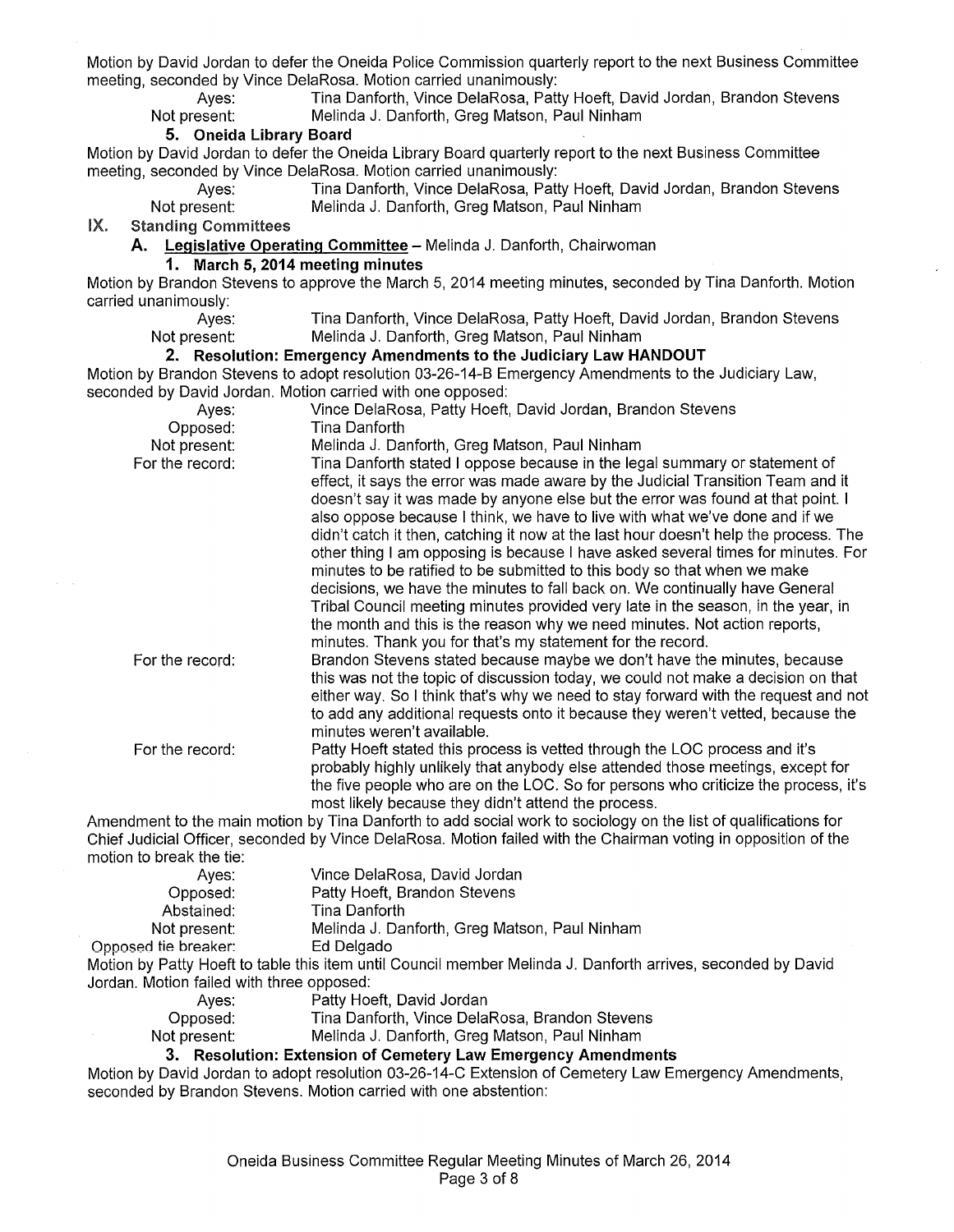Motion by David Jordan to defer the Oneida Police Commission quarterly report to the next Business Committee meeting, seconded by Vince DelaRosa. Motion carried unanimously:

Ayes: Tina Danforth, Vince DelaRosa, Patty Hoeft, David Jordan, Brandon Stevens
Not present: Melinda J. Danforth, Greg Matson, Paul Ninham

**5. Oneida Library Board**

Motion by David Jordan to defer the Oneida Library Board quarterly report to the next Business Committee meeting, seconded by Vince DelaRosa. Motion carried unanimously:

Ayes: Tina Danforth, Vince DelaRosa, Patty Hoeft, David Jordan, Brandon Stevens
Not present: Melinda J. Danforth, Greg Matson, Paul Ninham

## IX. Standing Committees

### A. Legislative Operating Committee – Melinda J. Danforth, Chairwoman

**1. March 5, 2014 meeting minutes**

Motion by Brandon Stevens to approve the March 5, 2014 meeting minutes, seconded by Tina Danforth. Motion carried unanimously:

Ayes: Tina Danforth, Vince DelaRosa, Patty Hoeft, David Jordan, Brandon Stevens
Not present: Melinda J. Danforth, Greg Matson, Paul Ninham

**2. Resolution: Emergency Amendments to the Judiciary Law HANDOUT**

Motion by Brandon Stevens to adopt resolution 03-26-14-B Emergency Amendments to the Judiciary Law, seconded by David Jordan. Motion carried with one opposed:

Ayes: Vince DelaRosa, Patty Hoeft, David Jordan, Brandon Stevens
Opposed: Tina Danforth
Not present: Melinda J. Danforth, Greg Matson, Paul Ninham

For the record: Tina Danforth stated I oppose because in the legal summary or statement of effect, it says the error was made aware by the Judicial Transition Team and it doesn't say it was made by anyone else but the error was found at that point. I also oppose because I think, we have to live with what we've done and if we didn't catch it then, catching it now at the last hour doesn't help the process. The other thing I am opposing is because I have asked several times for minutes. For minutes to be ratified to be submitted to this body so that when we make decisions, we have the minutes to fall back on. We continually have General Tribal Council meeting minutes provided very late in the season, in the year, in the month and this is the reason why we need minutes. Not action reports, minutes. Thank you for that's my statement for the record.

For the record: Brandon Stevens stated because maybe we don't have the minutes, because this was not the topic of discussion today, we could not make a decision on that either way. So I think that's why we need to stay forward with the request and not to add any additional requests onto it because they weren't vetted, because the minutes weren't available.

For the record: Patty Hoeft stated this process is vetted through the LOC process and it's probably highly unlikely that anybody else attended those meetings, except for the five people who are on the LOC. So for persons who criticize the process, it's most likely because they didn't attend the process.

Amendment to the main motion by Tina Danforth to add social work to sociology on the list of qualifications for Chief Judicial Officer, seconded by Vince DelaRosa. Motion failed with the Chairman voting in opposition of the motion to break the tie:

Ayes: Vince DelaRosa, David Jordan
Opposed: Patty Hoeft, Brandon Stevens
Abstained: Tina Danforth
Not present: Melinda J. Danforth, Greg Matson, Paul Ninham
Opposed tie breaker: Ed Delgado

Motion by Patty Hoeft to table this item until Council member Melinda J. Danforth arrives, seconded by David Jordan. Motion failed with three opposed:

Ayes: Patty Hoeft, David Jordan
Opposed: Tina Danforth, Vince DelaRosa, Brandon Stevens
Not present: Melinda J. Danforth, Greg Matson, Paul Ninham

**3. Resolution: Extension of Cemetery Law Emergency Amendments**

Motion by David Jordan to adopt resolution 03-26-14-C Extension of Cemetery Law Emergency Amendments, seconded by Brandon Stevens. Motion carried with one abstention: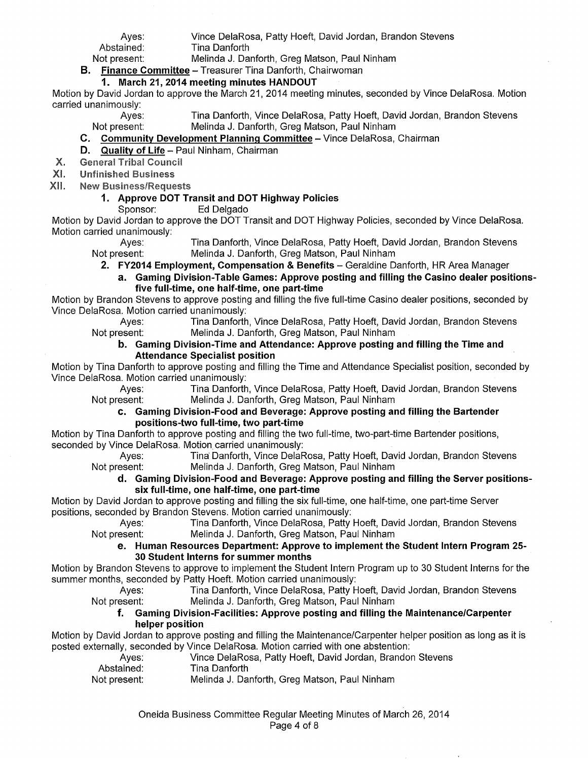Ayes: Vince DelaRosa, Patty Hoeft, David Jordan, Brandon Stevens
Abstained: Tina Danforth
Not present: Melinda J. Danforth, Greg Matson, Paul Ninham

**B. Finance Committee** – Treasurer Tina Danforth, Chairwoman

**1. March 21, 2014 meeting minutes HANDOUT**

Motion by David Jordan to approve the March 21, 2014 meeting minutes, seconded by Vince DelaRosa. Motion carried unanimously:

Ayes: Tina Danforth, Vince DelaRosa, Patty Hoeft, David Jordan, Brandon Stevens
Not present: Melinda J. Danforth, Greg Matson, Paul Ninham

**C. Community Development Planning Committee** – Vince DelaRosa, Chairman

**D. Quality of Life** – Paul Ninham, Chairman

## X. General Tribal Council

## XI. Unfinished Business

## XII. New Business/Requests

**1. Approve DOT Transit and DOT Highway Policies**

Sponsor: Ed Delgado

Motion by David Jordan to approve the DOT Transit and DOT Highway Policies, seconded by Vince DelaRosa. Motion carried unanimously:

Ayes: Tina Danforth, Vince DelaRosa, Patty Hoeft, David Jordan, Brandon Stevens
Not present: Melinda J. Danforth, Greg Matson, Paul Ninham

**2. FY2014 Employment, Compensation & Benefits** – Geraldine Danforth, HR Area Manager

**a. Gaming Division-Table Games: Approve posting and filling the Casino dealer positions-five full-time, one half-time, one part-time**

Motion by Brandon Stevens to approve posting and filling the five full-time Casino dealer positions, seconded by Vince DelaRosa. Motion carried unanimously:

Ayes: Tina Danforth, Vince DelaRosa, Patty Hoeft, David Jordan, Brandon Stevens
Not present: Melinda J. Danforth, Greg Matson, Paul Ninham

**b. Gaming Division-Time and Attendance: Approve posting and filling the Time and Attendance Specialist position**

Motion by Tina Danforth to approve posting and filling the Time and Attendance Specialist position, seconded by Vince DelaRosa. Motion carried unanimously:

Ayes: Tina Danforth, Vince DelaRosa, Patty Hoeft, David Jordan, Brandon Stevens
Not present: Melinda J. Danforth, Greg Matson, Paul Ninham

**c. Gaming Division-Food and Beverage: Approve posting and filling the Bartender positions-two full-time, two part-time**

Motion by Tina Danforth to approve posting and filling the two full-time, two-part-time Bartender positions, seconded by Vince DelaRosa. Motion carried unanimously:

Ayes: Tina Danforth, Vince DelaRosa, Patty Hoeft, David Jordan, Brandon Stevens
Not present: Melinda J. Danforth, Greg Matson, Paul Ninham

**d. Gaming Division-Food and Beverage: Approve posting and filling the Server positions-six full-time, one half-time, one part-time**

Motion by David Jordan to approve posting and filling the six full-time, one half-time, one part-time Server positions, seconded by Brandon Stevens. Motion carried unanimously:

Ayes: Tina Danforth, Vince DelaRosa, Patty Hoeft, David Jordan, Brandon Stevens
Not present: Melinda J. Danforth, Greg Matson, Paul Ninham

**e. Human Resources Department: Approve to implement the Student Intern Program 25-30 Student Interns for summer months**

Motion by Brandon Stevens to approve to implement the Student Intern Program up to 30 Student Interns for the summer months, seconded by Patty Hoeft. Motion carried unanimously:

Ayes: Tina Danforth, Vince DelaRosa, Patty Hoeft, David Jordan, Brandon Stevens
Not present: Melinda J. Danforth, Greg Matson, Paul Ninham

**f. Gaming Division-Facilities: Approve posting and filling the Maintenance/Carpenter helper position**

Motion by David Jordan to approve posting and filling the Maintenance/Carpenter helper position as long as it is posted externally, seconded by Vince DelaRosa. Motion carried with one abstention:

Ayes: Vince DelaRosa, Patty Hoeft, David Jordan, Brandon Stevens
Abstained: Tina Danforth
Not present: Melinda J. Danforth, Greg Matson, Paul Ninham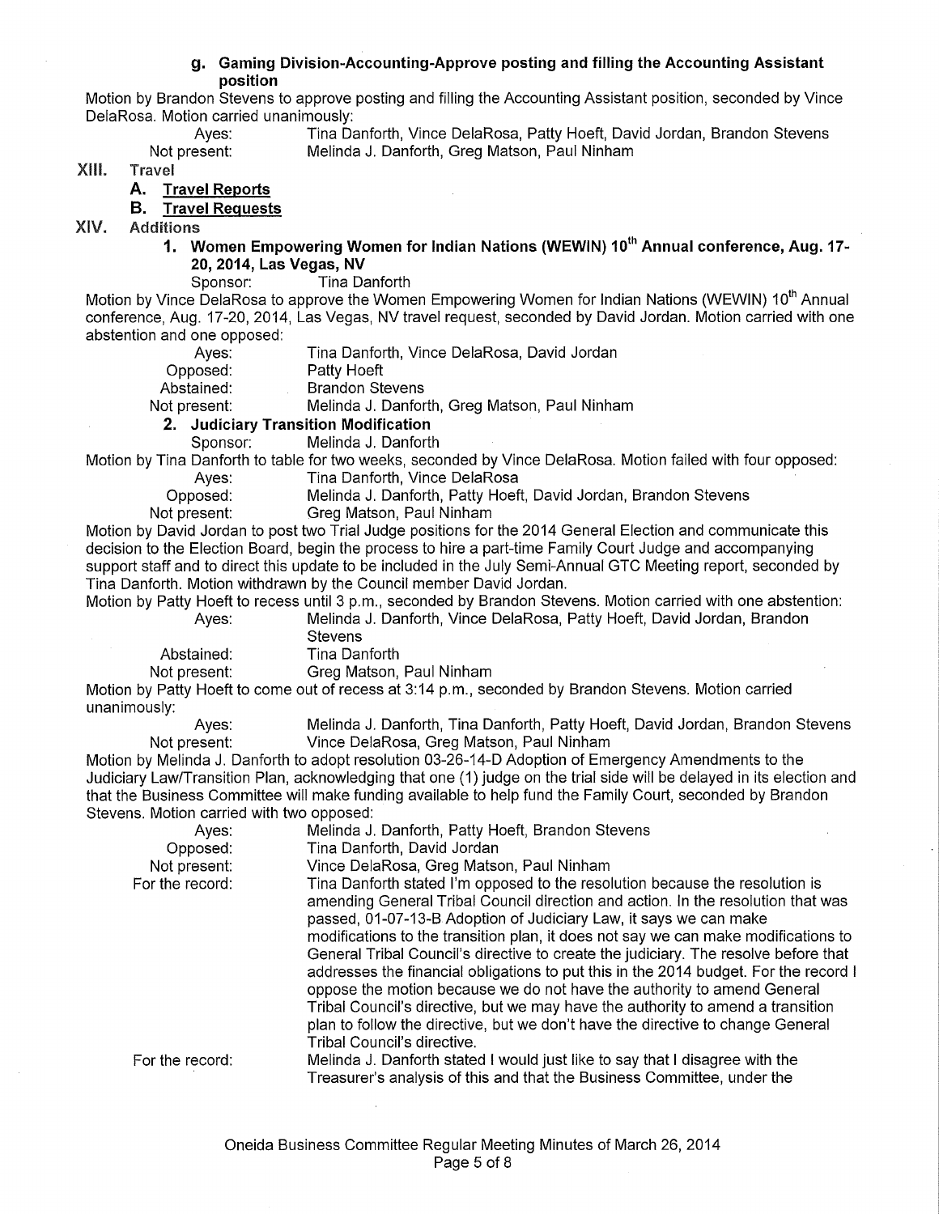#### g. Gaming Division-Accounting-Approve posting and filling the Accounting Assistant position

Motion by Brandon Stevens to approve posting and filling the Accounting Assistant position, seconded by Vince DelaRosa. Motion carried unanimously:

Ayes: Tina Danforth, Vince DelaRosa, Patty Hoeft, David Jordan, Brandon Stevens
Not present: Melinda J. Danforth, Greg Matson, Paul Ninham

## XIII. Travel

### A. Travel Reports

### B. Travel Requests

## XIV. Additions

#### 1. Women Empowering Women for Indian Nations (WEWIN) 10th Annual conference, Aug. 17-20, 2014, Las Vegas, NV

Sponsor: Tina Danforth

Motion by Vince DelaRosa to approve the Women Empowering Women for Indian Nations (WEWIN) 10th Annual conference, Aug. 17-20, 2014, Las Vegas, NV travel request, seconded by David Jordan. Motion carried with one abstention and one opposed:

Ayes: Tina Danforth, Vince DelaRosa, David Jordan
Opposed: Patty Hoeft
Abstained: Brandon Stevens
Not present: Melinda J. Danforth, Greg Matson, Paul Ninham

#### 2. Judiciary Transition Modification

Sponsor: Melinda J. Danforth

Motion by Tina Danforth to table for two weeks, seconded by Vince DelaRosa. Motion failed with four opposed:

Ayes: Tina Danforth, Vince DelaRosa
Opposed: Melinda J. Danforth, Patty Hoeft, David Jordan, Brandon Stevens
Not present: Greg Matson, Paul Ninham

Motion by David Jordan to post two Trial Judge positions for the 2014 General Election and communicate this decision to the Election Board, begin the process to hire a part-time Family Court Judge and accompanying support staff and to direct this update to be included in the July Semi-Annual GTC Meeting report, seconded by Tina Danforth. Motion withdrawn by the Council member David Jordan.

Motion by Patty Hoeft to recess until 3 p.m., seconded by Brandon Stevens. Motion carried with one abstention:

Ayes: Melinda J. Danforth, Vince DelaRosa, Patty Hoeft, David Jordan, Brandon Stevens
Abstained: Tina Danforth
Not present: Greg Matson, Paul Ninham

Motion by Patty Hoeft to come out of recess at 3:14 p.m., seconded by Brandon Stevens. Motion carried unanimously:

Ayes: Melinda J. Danforth, Tina Danforth, Patty Hoeft, David Jordan, Brandon Stevens
Not present: Vince DelaRosa, Greg Matson, Paul Ninham

Motion by Melinda J. Danforth to adopt resolution 03-26-14-D Adoption of Emergency Amendments to the Judiciary Law/Transition Plan, acknowledging that one (1) judge on the trial side will be delayed in its election and that the Business Committee will make funding available to help fund the Family Court, seconded by Brandon Stevens. Motion carried with two opposed:

Ayes: Melinda J. Danforth, Patty Hoeft, Brandon Stevens
Opposed: Tina Danforth, David Jordan
Not present: Vince DelaRosa, Greg Matson, Paul Ninham
For the record: Tina Danforth stated I'm opposed to the resolution because the resolution is amending General Tribal Council direction and action. In the resolution that was passed, 01-07-13-B Adoption of Judiciary Law, it says we can make modifications to the transition plan, it does not say we can make modifications to General Tribal Council's directive to create the judiciary. The resolve before that addresses the financial obligations to put this in the 2014 budget. For the record I oppose the motion because we do not have the authority to amend General Tribal Council's directive, but we may have the authority to amend a transition plan to follow the directive, but we don't have the directive to change General Tribal Council's directive.
For the record: Melinda J. Danforth stated I would just like to say that I disagree with the Treasurer's analysis of this and that the Business Committee, under the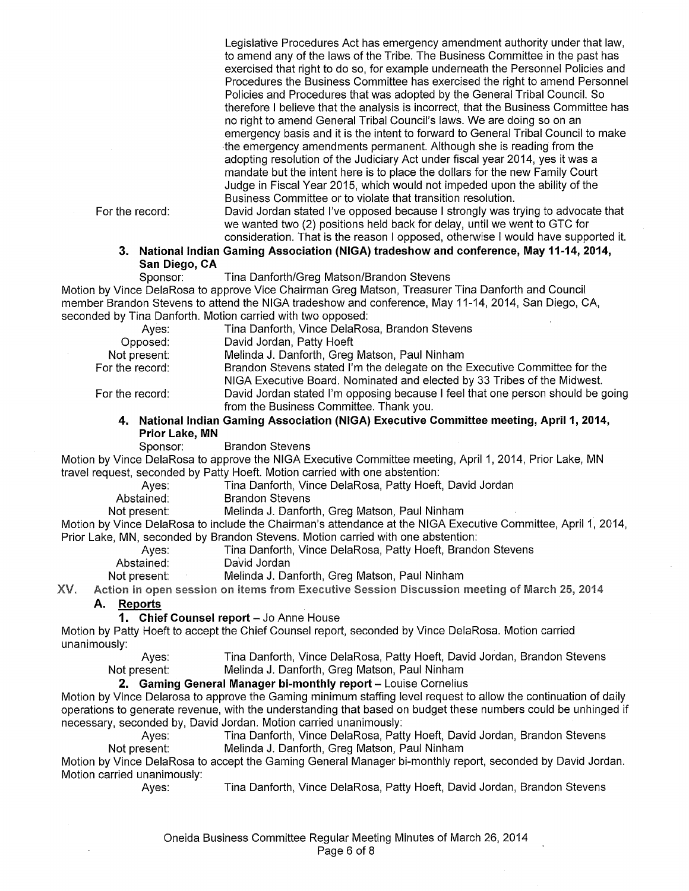Legislative Procedures Act has emergency amendment authority under that law, to amend any of the laws of the Tribe. The Business Committee in the past has exercised that right to do so, for example underneath the Personnel Policies and Procedures the Business Committee has exercised the right to amend Personnel Policies and Procedures that was adopted by the General Tribal Council. So therefore I believe that the analysis is incorrect, that the Business Committee has no right to amend General Tribal Council's laws. We are doing so on an emergency basis and it is the intent to forward to General Tribal Council to make the emergency amendments permanent. Although she is reading from the adopting resolution of the Judiciary Act under fiscal year 2014, yes it was a mandate but the intent here is to place the dollars for the new Family Court Judge in Fiscal Year 2015, which would not impeded upon the ability of the Business Committee or to violate that transition resolution.

For the record: David Jordan stated I've opposed because I strongly was trying to advocate that we wanted two (2) positions held back for delay, until we went to GTC for consideration. That is the reason I opposed, otherwise I would have supported it.

### 3. National Indian Gaming Association (NIGA) tradeshow and conference, May 11-14, 2014, San Diego, CA

Sponsor: Tina Danforth/Greg Matson/Brandon Stevens

Motion by Vince DelaRosa to approve Vice Chairman Greg Matson, Treasurer Tina Danforth and Council member Brandon Stevens to attend the NIGA tradeshow and conference, May 11-14, 2014, San Diego, CA, seconded by Tina Danforth. Motion carried with two opposed:

Ayes: Tina Danforth, Vince DelaRosa, Brandon Stevens
Opposed: David Jordan, Patty Hoeft
Not present: Melinda J. Danforth, Greg Matson, Paul Ninham
For the record: Brandon Stevens stated I'm the delegate on the Executive Committee for the NIGA Executive Board. Nominated and elected by 33 Tribes of the Midwest.
For the record: David Jordan stated I'm opposing because I feel that one person should be going from the Business Committee. Thank you.

### 4. National Indian Gaming Association (NIGA) Executive Committee meeting, April 1, 2014, Prior Lake, MN

Sponsor: Brandon Stevens

Motion by Vince DelaRosa to approve the NIGA Executive Committee meeting, April 1, 2014, Prior Lake, MN travel request, seconded by Patty Hoeft. Motion carried with one abstention:

Ayes: Tina Danforth, Vince DelaRosa, Patty Hoeft, David Jordan
Abstained: Brandon Stevens
Not present: Melinda J. Danforth, Greg Matson, Paul Ninham

Motion by Vince DelaRosa to include the Chairman's attendance at the NIGA Executive Committee, April 1, 2014, Prior Lake, MN, seconded by Brandon Stevens. Motion carried with one abstention:

Ayes: Tina Danforth, Vince DelaRosa, Patty Hoeft, Brandon Stevens
Abstained: David Jordan
Not present: Melinda J. Danforth, Greg Matson, Paul Ninham

## XV. Action in open session on items from Executive Session Discussion meeting of March 25, 2014

### A. Reports

#### 1. Chief Counsel report – Jo Anne House

Motion by Patty Hoeft to accept the Chief Counsel report, seconded by Vince DelaRosa. Motion carried unanimously:

Ayes: Tina Danforth, Vince DelaRosa, Patty Hoeft, David Jordan, Brandon Stevens
Not present: Melinda J. Danforth, Greg Matson, Paul Ninham

#### 2. Gaming General Manager bi-monthly report – Louise Cornelius

Motion by Vince Delarosa to approve the Gaming minimum staffing level request to allow the continuation of daily operations to generate revenue, with the understanding that based on budget these numbers could be unhinged if necessary, seconded by, David Jordan. Motion carried unanimously:

Ayes: Tina Danforth, Vince DelaRosa, Patty Hoeft, David Jordan, Brandon Stevens
Not present: Melinda J. Danforth, Greg Matson, Paul Ninham

Motion by Vince DelaRosa to accept the Gaming General Manager bi-monthly report, seconded by David Jordan. Motion carried unanimously:

Ayes: Tina Danforth, Vince DelaRosa, Patty Hoeft, David Jordan, Brandon Stevens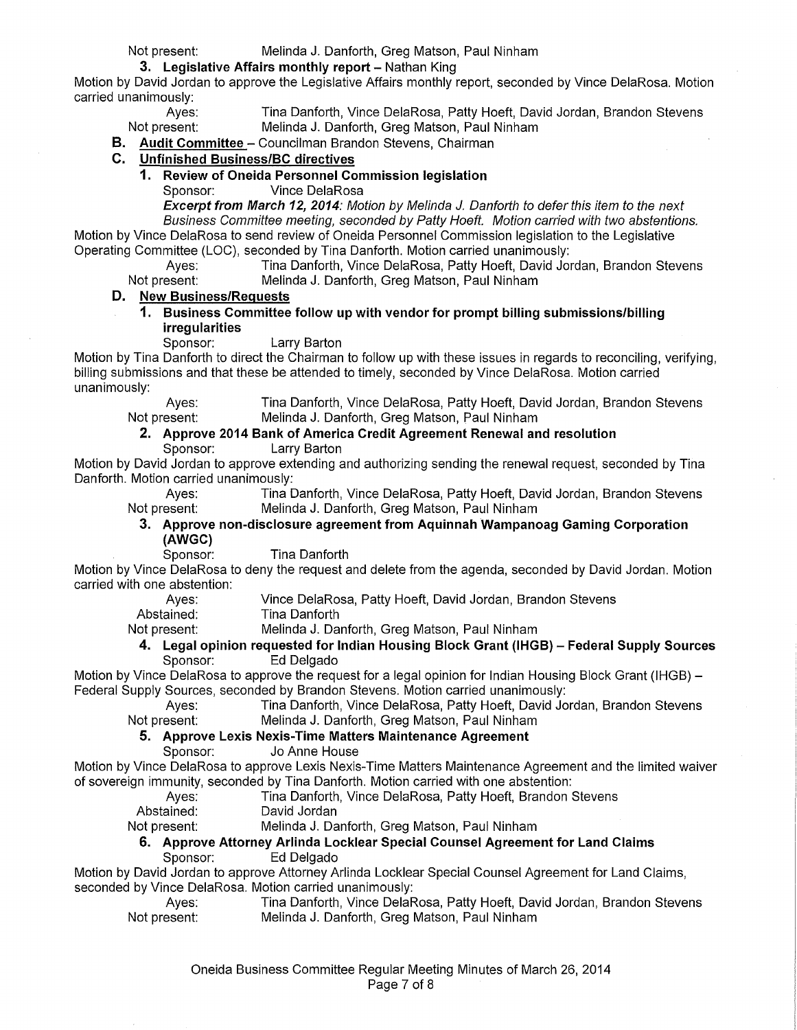Not present: Melinda J. Danforth, Greg Matson, Paul Ninham

**3. Legislative Affairs monthly report** – Nathan King

Motion by David Jordan to approve the Legislative Affairs monthly report, seconded by Vince DelaRosa. Motion carried unanimously:

Ayes: Tina Danforth, Vince DelaRosa, Patty Hoeft, David Jordan, Brandon Stevens
Not present: Melinda J. Danforth, Greg Matson, Paul Ninham

**B. Audit Committee** – Councilman Brandon Stevens, Chairman

**C. Unfinished Business/BC directives**

**1. Review of Oneida Personnel Commission legislation**

Sponsor: Vince DelaRosa

***Excerpt from March 12, 2014:*** *Motion by Melinda J. Danforth to defer this item to the next Business Committee meeting, seconded by Patty Hoeft. Motion carried with two abstentions.*

Motion by Vince DelaRosa to send review of Oneida Personnel Commission legislation to the Legislative Operating Committee (LOC), seconded by Tina Danforth. Motion carried unanimously:

Ayes: Tina Danforth, Vince DelaRosa, Patty Hoeft, David Jordan, Brandon Stevens
Not present: Melinda J. Danforth, Greg Matson, Paul Ninham

**D. New Business/Requests**

**1. Business Committee follow up with vendor for prompt billing submissions/billing irregularities**

Sponsor: Larry Barton

Motion by Tina Danforth to direct the Chairman to follow up with these issues in regards to reconciling, verifying, billing submissions and that these be attended to timely, seconded by Vince DelaRosa. Motion carried unanimously:

Ayes: Tina Danforth, Vince DelaRosa, Patty Hoeft, David Jordan, Brandon Stevens
Not present: Melinda J. Danforth, Greg Matson, Paul Ninham

**2. Approve 2014 Bank of America Credit Agreement Renewal and resolution**

Sponsor: Larry Barton

Motion by David Jordan to approve extending and authorizing sending the renewal request, seconded by Tina Danforth. Motion carried unanimously:

Ayes: Tina Danforth, Vince DelaRosa, Patty Hoeft, David Jordan, Brandon Stevens
Not present: Melinda J. Danforth, Greg Matson, Paul Ninham

**3. Approve non-disclosure agreement from Aquinnah Wampanoag Gaming Corporation (AWGC)**

Sponsor: Tina Danforth

Motion by Vince DelaRosa to deny the request and delete from the agenda, seconded by David Jordan. Motion carried with one abstention:

Ayes: Vince DelaRosa, Patty Hoeft, David Jordan, Brandon Stevens
Abstained: Tina Danforth
Not present: Melinda J. Danforth, Greg Matson, Paul Ninham

**4. Legal opinion requested for Indian Housing Block Grant (IHGB) – Federal Supply Sources**

Sponsor: Ed Delgado

Motion by Vince DelaRosa to approve the request for a legal opinion for Indian Housing Block Grant (IHGB) – Federal Supply Sources, seconded by Brandon Stevens. Motion carried unanimously:

Ayes: Tina Danforth, Vince DelaRosa, Patty Hoeft, David Jordan, Brandon Stevens
Not present: Melinda J. Danforth, Greg Matson, Paul Ninham

**5. Approve Lexis Nexis-Time Matters Maintenance Agreement**

Sponsor: Jo Anne House

Motion by Vince DelaRosa to approve Lexis Nexis-Time Matters Maintenance Agreement and the limited waiver of sovereign immunity, seconded by Tina Danforth. Motion carried with one abstention:

Ayes: Tina Danforth, Vince DelaRosa, Patty Hoeft, Brandon Stevens
Abstained: David Jordan
Not present: Melinda J. Danforth, Greg Matson, Paul Ninham

**6. Approve Attorney Arlinda Locklear Special Counsel Agreement for Land Claims**

Sponsor: Ed Delgado

Motion by David Jordan to approve Attorney Arlinda Locklear Special Counsel Agreement for Land Claims, seconded by Vince DelaRosa. Motion carried unanimously:

Ayes: Tina Danforth, Vince DelaRosa, Patty Hoeft, David Jordan, Brandon Stevens
Not present: Melinda J. Danforth, Greg Matson, Paul Ninham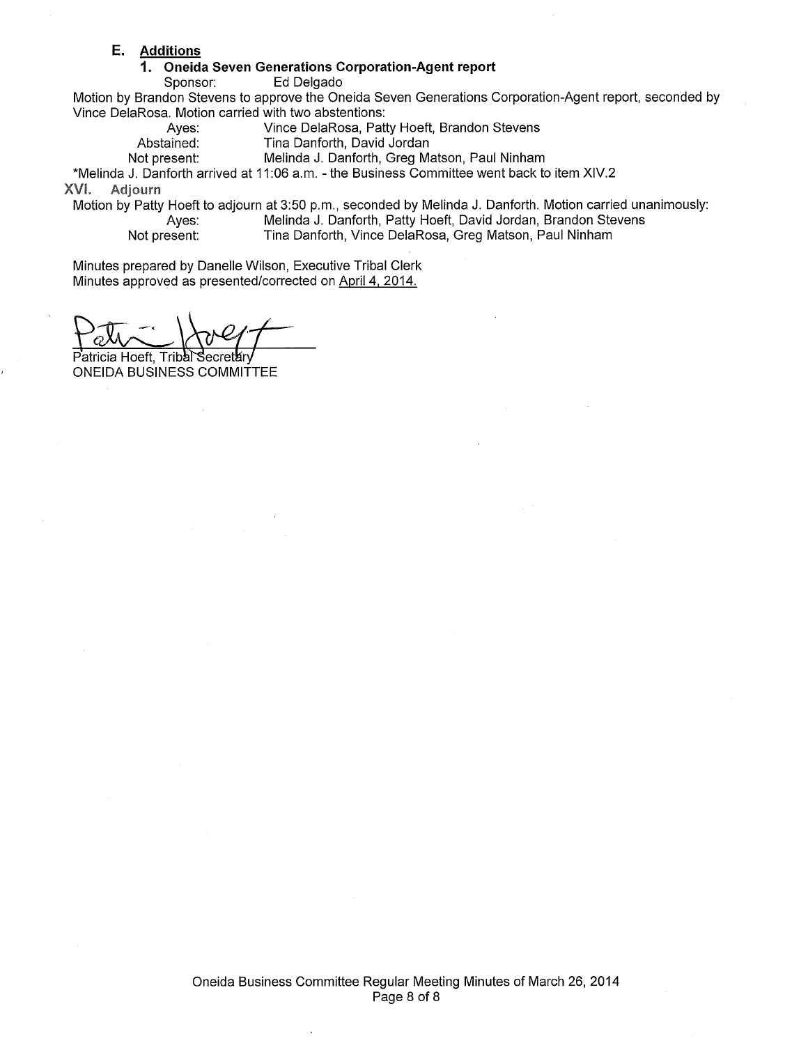### E. Additions

#### 1. Oneida Seven Generations Corporation-Agent report

Sponsor: Ed Delgado

Motion by Brandon Stevens to approve the Oneida Seven Generations Corporation-Agent report, seconded by Vince DelaRosa. Motion carried with two abstentions:

| | |
|---|---|
| Ayes: | Vince DelaRosa, Patty Hoeft, Brandon Stevens |
| Abstained: | Tina Danforth, David Jordan |
| Not present: | Melinda J. Danforth, Greg Matson, Paul Ninham |

*Melinda J. Danforth arrived at 11:06 a.m. - the Business Committee went back to item XIV.2

## XVI. Adjourn

Motion by Patty Hoeft to adjourn at 3:50 p.m., seconded by Melinda J. Danforth. Motion carried unanimously:

| | |
|---|---|
| Ayes: | Melinda J. Danforth, Patty Hoeft, David Jordan, Brandon Stevens |
| Not present: | Tina Danforth, Vince DelaRosa, Greg Matson, Paul Ninham |

Minutes prepared by Danelle Wilson, Executive Tribal Clerk
Minutes approved as presented/corrected on April 4, 2014.

Patricia Hoeft, Tribal Secretary
ONEIDA BUSINESS COMMITTEE